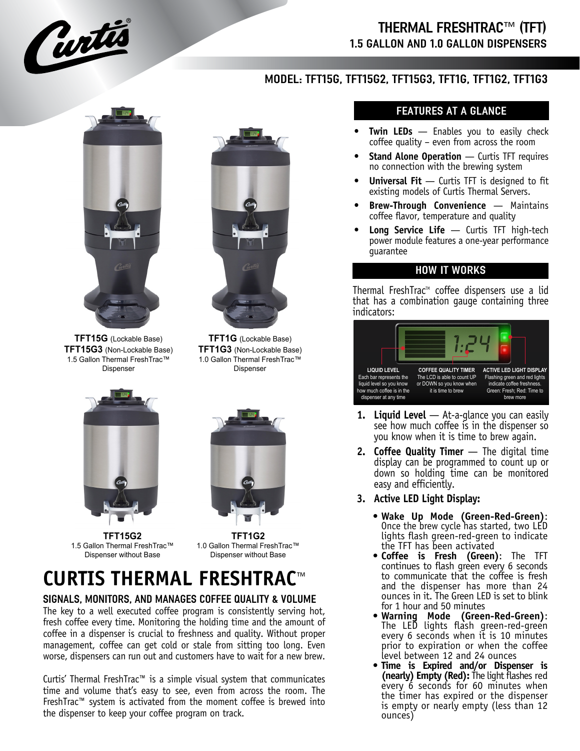# THERMAL FRESHTRAC™ (TFT)

## 1.5 GALLON AND 1.0 GALLON DISPENSERS

### MODEL: TFT15G, TFT15G2, TFT15G3, TFT1G, TFT1G2, TFT1G3

**TFT15G** (Lockable Base)
**TFT15G3** (Non-Lockable Base)
1.5 Gallon Thermal FreshTrac™ Dispenser

**TFT1G** (Lockable Base)
**TFT1G3** (Non-Lockable Base)
1.0 Gallon Thermal FreshTrac™ Dispenser

**TFT15G2**
1.5 Gallon Thermal FreshTrac™ Dispenser without Base

**TFT1G2**
1.0 Gallon Thermal FreshTrac™ Dispenser without Base

# CURTIS THERMAL FRESHTRAC™

## SIGNALS, MONITORS, AND MANAGES COFFEE QUALITY & VOLUME

The key to a well executed coffee program is consistently serving hot, fresh coffee every time. Monitoring the holding time and the amount of coffee in a dispenser is crucial to freshness and quality. Without proper management, coffee can get cold or stale from sitting too long. Even worse, dispensers can run out and customers have to wait for a new brew.

Curtis' Thermal FreshTrac™ is a simple visual system that communicates time and volume that's easy to see, even from across the room. The FreshTrac™ system is activated from the moment coffee is brewed into the dispenser to keep your coffee program on track.

## FEATURES AT A GLANCE

- **Twin LEDs** — Enables you to easily check coffee quality – even from across the room
- **Stand Alone Operation** — Curtis TFT requires no connection with the brewing system
- **Universal Fit** — Curtis TFT is designed to fit existing models of Curtis Thermal Servers.
- **Brew-Through Convenience** — Maintains coffee flavor, temperature and quality
- **Long Service Life** — Curtis TFT high-tech power module features a one-year performance guarantee

## HOW IT WORKS

Thermal FreshTrac™ coffee dispensers use a lid that has a combination gauge containing three indicators:

**LIQUID LEVEL**
Each bar represents the liquid level so you know how much coffee is in the dispenser at any time

**COFFEE QUALITY TIMER**
The LCD is able to count UP or DOWN so you know when it is time to brew

**ACTIVE LED LIGHT DISPLAY**
Flashing green and red lights indicate coffee freshness. Green: Fresh; Red: Time to brew more

1. **Liquid Level** — At-a-glance you can easily see how much coffee is in the dispenser so you know when it is time to brew again.
2. **Coffee Quality Timer** — The digital time display can be programmed to count up or down so holding time can be monitored easy and efficiently.
3. **Active LED Light Display:**
   - **Wake Up Mode (Green-Red-Green)**: Once the brew cycle has started, two LED lights flash green-red-green to indicate the TFT has been activated
   - **Coffee is Fresh (Green)**: The TFT continues to flash green every 6 seconds to communicate that the coffee is fresh and the dispenser has more than 24 ounces in it. The Green LED is set to blink for 1 hour and 50 minutes
   - **Warning Mode (Green-Red-Green)**: The LED lights flash green-red-green every 6 seconds when it is 10 minutes prior to expiration or when the coffee level between 12 and 24 ounces
   - **Time is Expired and/or Dispenser is (nearly) Empty (Red):** The light flashes red every 6 seconds for 60 minutes when the timer has expired or the dispenser is empty or nearly empty (less than 12 ounces)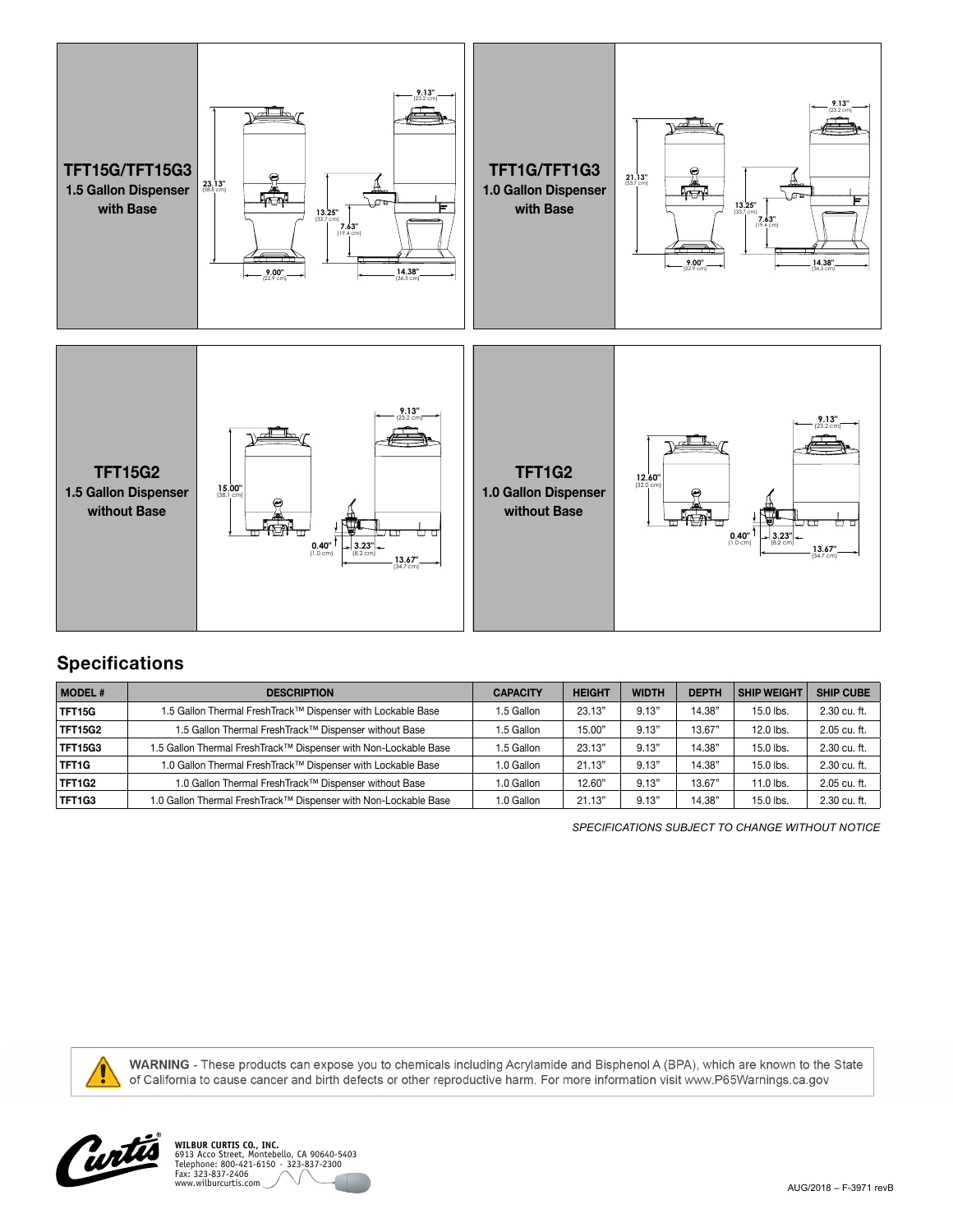**TFT15G/TFT15G3**
**1.5 Gallon Dispenser with Base**

23.13" (58.8 cm)
13.25" (33.7 cm)
7.63" (19.4 cm)
9.00" (22.9 cm)
9.13" (23.2 cm)
14.38" (36.5 cm)

**TFT1G/TFT1G3**
**1.0 Gallon Dispenser with Base**

21.13" (53.7 cm)
13.25" (33.7 cm)
7.63" (19.4 cm)
9.00" (22.9 cm)
9.13" (23.2 cm)
14.38" (36.5 cm)

**TFT15G2**
**1.5 Gallon Dispenser without Base**

15.00" (38.1 cm)
0.40" (1.0 cm)
3.23" (8.2 cm)
9.13" (23.2 cm)
13.67" (34.7 cm)

**TFT1G2**
**1.0 Gallon Dispenser without Base**

12.60" (32.0 cm)
0.40" (1.0 cm)
3.23" (8.2 cm)
9.13" (23.2 cm)
13.67" (34.7 cm)

## Specifications

| MODEL # | DESCRIPTION | CAPACITY | HEIGHT | WIDTH | DEPTH | SHIP WEIGHT | SHIP CUBE |
|---|---|---|---|---|---|---|---|
| TFT15G | 1.5 Gallon Thermal FreshTrack™ Dispenser with Lockable Base | 1.5 Gallon | 23.13" | 9.13" | 14.38" | 15.0 lbs. | 2.30 cu. ft. |
| TFT15G2 | 1.5 Gallon Thermal FreshTrack™ Dispenser without Base | 1.5 Gallon | 15.00" | 9.13" | 13.67" | 12.0 lbs. | 2.05 cu. ft. |
| TFT15G3 | 1.5 Gallon Thermal FreshTrack™ Dispenser with Non-Lockable Base | 1.5 Gallon | 23.13" | 9.13" | 14.38" | 15.0 lbs. | 2.30 cu. ft. |
| TFT1G | 1.0 Gallon Thermal FreshTrack™ Dispenser with Lockable Base | 1.0 Gallon | 21.13" | 9.13" | 14.38" | 15.0 lbs. | 2.30 cu. ft. |
| TFT1G2 | 1.0 Gallon Thermal FreshTrack™ Dispenser without Base | 1.0 Gallon | 12.60" | 9.13" | 13.67" | 11.0 lbs. | 2.05 cu. ft. |
| TFT1G3 | 1.0 Gallon Thermal FreshTrack™ Dispenser with Non-Lockable Base | 1.0 Gallon | 21.13" | 9.13" | 14.38" | 15.0 lbs. | 2.30 cu. ft. |

*SPECIFICATIONS SUBJECT TO CHANGE WITHOUT NOTICE*

**WARNING** - These products can expose you to chemicals including Acrylamide and Bisphenol A (BPA), which are known to the State of California to cause cancer and birth defects or other reproductive harm. For more information visit www.P65Warnings.ca.gov

**WILBUR CURTIS CO., INC.**
6913 Acco Street, Montebello, CA 90640-5403
Telephone: 800-421-6150 · 323-837-2300
Fax: 323-837-2406
www.wilburcurtis.com

AUG/2018 – F-3971 revB